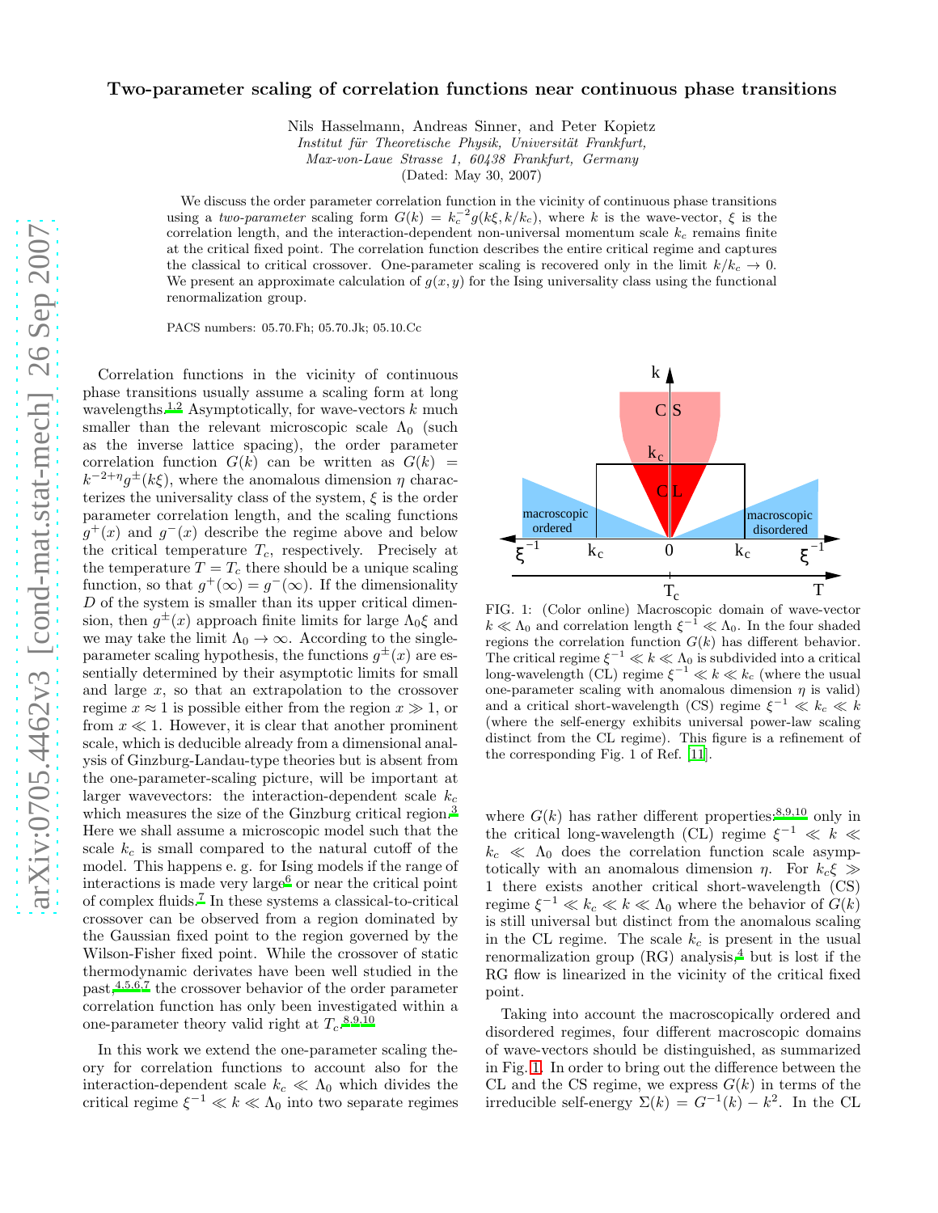# Two-parameter scaling of correlation functions near continuous phase transitions

Nils Hasselmann, Andreas Sinner, and Peter Kopietz

*Institut für Theoretische Physik, Universität Frankfurt, Max-von-Laue Strasse 1, 60438 Frankfurt, Germany*

(Dated: May 30, 2007)

We discuss the order parameter correlation function in the vicinity of continuous phase transitions using a *two-parameter* scaling form $G(k) = k_c^{-2} g(k\xi, k/k_c)$, where $k$ is the wave-vector, $\xi$ is the correlation length, and the interaction-dependent non-universal momentum scale $k_c$ remains finite at the critical fixed point. The correlation function describes the entire critical regime and captures the classical to critical crossover. One-parameter scaling is recovered only in the limit $k/k_c \to 0$. We present an approximate calculation of $g(x, y)$ for the Ising universality class using the functional renormalization group.

PACS numbers: 05.70.Fh; 05.70.Jk; 05.10.Cc

Correlation functions in the vicinity of continuous phase transitions usually assume a scaling form at long wavelengths.[1,2] Asymptotically, for wave-vectors $k$ much smaller than the relevant microscopic scale $\Lambda_0$ (such as the inverse lattice spacing), the order parameter correlation function $G(k)$ can be written as $G(k) = k^{-2+\eta} g^{\pm}(k\xi)$, where the anomalous dimension $\eta$ characterizes the universality class of the system, $\xi$ is the order parameter correlation length, and the scaling functions $g^{+}(x)$ and $g^{-}(x)$ describe the regime above and below the critical temperature $T_c$, respectively. Precisely at the temperature $T = T_c$ there should be a unique scaling function, so that $g^{+}(\infty) = g^{-}(\infty)$. If the dimensionality $D$ of the system is smaller than its upper critical dimension, then $g^{\pm}(x)$ approach finite limits for large $\Lambda_0 \xi$ and we may take the limit $\Lambda_0 \to \infty$. According to the single-parameter scaling hypothesis, the functions $g^{\pm}(x)$ are essentially determined by their asymptotic limits for small and large $x$, so that an extrapolation to the crossover regime $x \approx 1$ is possible either from the region $x \gg 1$, or from $x \ll 1$. However, it is clear that another prominent scale, which is deducible already from a dimensional analysis of Ginzburg-Landau-type theories but is absent from the one-parameter-scaling picture, will be important at larger wavevectors: the interaction-dependent scale $k_c$ which measures the size of the Ginzburg critical region.[3] Here we shall assume a microscopic model such that the scale $k_c$ is small compared to the natural cutoff of the model. This happens e. g. for Ising models if the range of interactions is made very large[6] or near the critical point of complex fluids.[7] In these systems a classical-to-critical crossover can be observed from a region dominated by the Gaussian fixed point to the region governed by the Wilson-Fisher fixed point. While the crossover of static thermodynamic derivates have been well studied in the past,[4,5,6,7] the crossover behavior of the order parameter correlation function has only been investigated within a one-parameter theory valid right at $T_c$.[8,9,10]

In this work we extend the one-parameter scaling theory for correlation functions to account also for the interaction-dependent scale $k_c \ll \Lambda_0$ which divides the critical regime $\xi^{-1} \ll k \ll \Lambda_0$ into two separate regimes where $G(k)$ has rather different properties:[8,9,10] only in the critical long-wavelength (CL) regime $\xi^{-1} \ll k \ll k_c \ll \Lambda_0$ does the correlation function scale asymptotically with an anomalous dimension $\eta$. For $k_c \xi \gg 1$ there exists another critical short-wavelength (CS) regime $\xi^{-1} \ll k_c \ll k \ll \Lambda_0$ where the behavior of $G(k)$ is still universal but distinct from the anomalous scaling in the CL regime. The scale $k_c$ is present in the usual renormalization group (RG) analysis,[4] but is lost if the RG flow is linearized in the vicinity of the critical fixed point.

FIG. 1: (Color online) Macroscopic domain of wave-vector $k \ll \Lambda_0$ and correlation length $\xi^{-1} \ll \Lambda_0$. In the four shaded regions the correlation function $G(k)$ has different behavior. The critical regime $\xi^{-1} \ll k \ll \Lambda_0$ is subdivided into a critical long-wavelength (CL) regime $\xi^{-1} \ll k \ll k_c$ (where the usual one-parameter scaling with anomalous dimension $\eta$ is valid) and a critical short-wavelength (CS) regime $\xi^{-1} \ll k_c \ll k$ (where the self-energy exhibits universal power-law scaling distinct from the CL regime). This figure is a refinement of the corresponding Fig. 1 of Ref. [11].

Taking into account the macroscopically ordered and disordered regimes, four different macroscopic domains of wave-vectors should be distinguished, as summarized in Fig. 1. In order to bring out the difference between the CL and the CS regime, we express $G(k)$ in terms of the irreducible self-energy $\Sigma(k) = G^{-1}(k) - k^2$. In the CL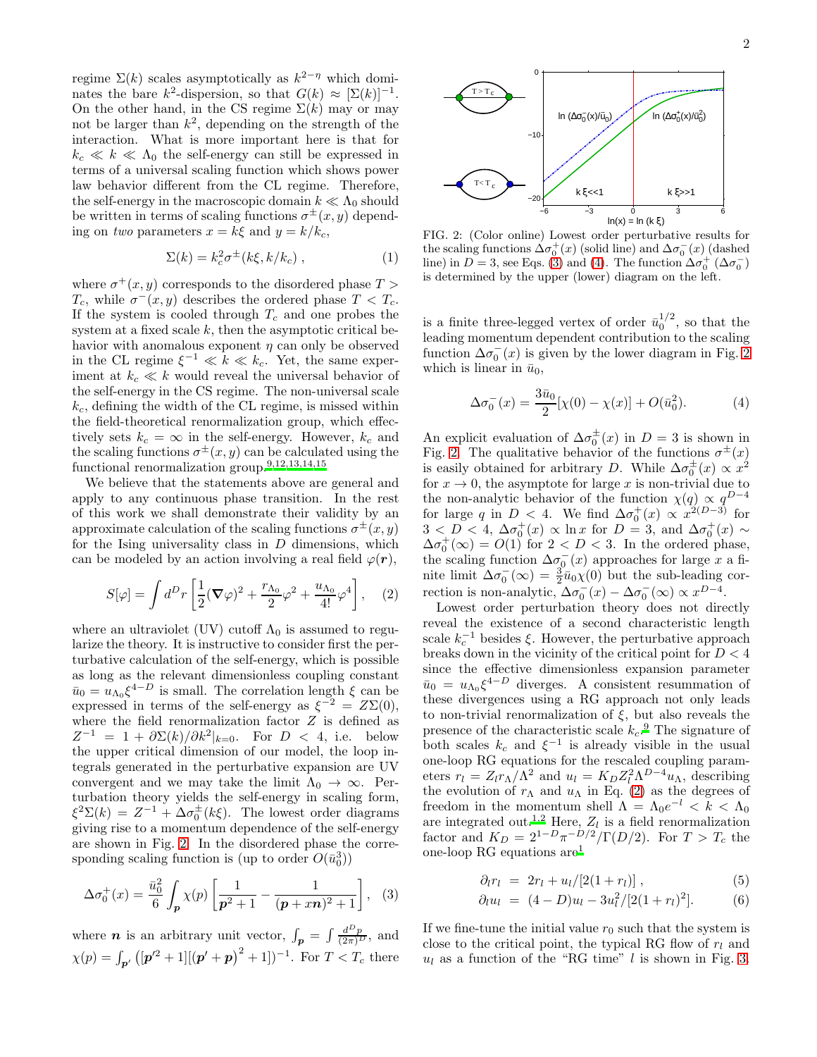regime $\Sigma(k)$ scales asymptotically as $k^{2-\eta}$ which dominates the bare $k^2$-dispersion, so that $G(k) \approx [\Sigma(k)]^{-1}$. On the other hand, in the CS regime $\Sigma(k)$ may or may not be larger than $k^2$, depending on the strength of the interaction. What is more important here is that for $k_c \ll k \ll \Lambda_0$ the self-energy can still be expressed in terms of a universal scaling function which shows power law behavior different from the CL regime. Therefore, the self-energy in the macroscopic domain $k \ll \Lambda_0$ should be written in terms of scaling functions $\sigma^{\pm}(x, y)$ depending on *two* parameters $x = k\xi$ and $y = k/k_c$,

$$\Sigma(k) = k_c^2 \sigma^{\pm}(k\xi, k/k_c) \ , \tag{1}$$

where $\sigma^{+}(x, y)$ corresponds to the disordered phase $T > T_c$, while $\sigma^{-}(x, y)$ describes the ordered phase $T < T_c$. If the system is cooled through $T_c$ and one probes the system at a fixed scale $k$, then the asymptotic critical behavior with anomalous exponent $\eta$ can only be observed in the CL regime $\xi^{-1} \ll k \ll k_c$. Yet, the same experiment at $k_c \ll k$ would reveal the universal behavior of the self-energy in the CS regime. The non-universal scale $k_c$, defining the width of the CL regime, is missed within the field-theoretical renormalization group, which effectively sets $k_c = \infty$ in the self-energy. However, $k_c$ and the scaling functions $\sigma^{\pm}(x, y)$ can be calculated using the functional renormalization group.[9,12,13,14,15]

We believe that the statements above are general and apply to any continuous phase transition. In the rest of this work we shall demonstrate their validity by an approximate calculation of the scaling functions $\sigma^{\pm}(x, y)$ for the Ising universality class in $D$ dimensions, which can be modeled by an action involving a real field $\varphi(\boldsymbol{r})$,

$$S[\varphi] = \int d^D r \left[ \frac{1}{2} (\boldsymbol{\nabla}\varphi)^2 + \frac{r_{\Lambda_0}}{2} \varphi^2 + \frac{u_{\Lambda_0}}{4!} \varphi^4 \right] , \tag{2}$$

where an ultraviolet (UV) cutoff $\Lambda_0$ is assumed to regularize the theory. It is instructive to consider first the perturbative calculation of the self-energy, which is possible as long as the relevant dimensionless coupling constant $\bar{u}_0 = u_{\Lambda_0} \xi^{4-D}$ is small. The correlation length $\xi$ can be expressed in terms of the self-energy as $\xi^{-2} = Z\Sigma(0)$, where the field renormalization factor $Z$ is defined as $Z^{-1} = 1 + \partial \Sigma(k)/\partial k^2|_{k=0}$. For $D < 4$, i.e. below the upper critical dimension of our model, the loop integrals generated in the perturbative expansion are UV convergent and we may take the limit $\Lambda_0 \to \infty$. Perturbation theory yields the self-energy in scaling form, $\xi^2 \Sigma(k) = Z^{-1} + \Delta\sigma_0^{\pm}(k\xi)$. The lowest order diagrams giving rise to a momentum dependence of the self-energy are shown in Fig. 2. In the disordered phase the corresponding scaling function is (up to order $O(\bar{u}_0^3)$)

$$\Delta\sigma_0^{+}(x) = \frac{\bar{u}_0^2}{6} \int_{\boldsymbol{p}} \chi(p) \left[ \frac{1}{\boldsymbol{p}^2 + 1} - \frac{1}{(\boldsymbol{p} + x\boldsymbol{n})^2 + 1} \right] , \tag{3}$$

where $\boldsymbol{n}$ is an arbitrary unit vector, $\int_{\boldsymbol{p}} = \int \frac{d^D p}{(2\pi)^D}$, and $\chi(p) = \int_{\boldsymbol{p}'} \left( [\boldsymbol{p}'^2 + 1][(\boldsymbol{p}' + \boldsymbol{p})^2 + 1] \right)^{-1}$. For $T < T_c$ there is a finite three-legged vertex of order $\bar{u}_0^{1/2}$, so that the leading momentum dependent contribution to the scaling function $\Delta\sigma_0^{-}(x)$ is given by the lower diagram in Fig. 2 which is linear in $\bar{u}_0$,

$$\Delta\sigma_0^{-}(x) = \frac{3\bar{u}_0}{2} [\chi(0) - \chi(x)] + O(\bar{u}_0^2). \tag{4}$$

FIG. 2: (Color online) Lowest order perturbative results for the scaling functions $\Delta\sigma_0^{+}(x)$ (solid line) and $\Delta\sigma_0^{-}(x)$ (dashed line) in $D = 3$, see Eqs. (3) and (4). The function $\Delta\sigma_0^{+}$ ($\Delta\sigma_0^{-}$) is determined by the upper (lower) diagram on the left.

An explicit evaluation of $\Delta\sigma_0^{\pm}(x)$ in $D = 3$ is shown in Fig. 2. The qualitative behavior of the functions $\sigma^{\pm}(x)$ is easily obtained for arbitrary $D$. While $\Delta\sigma_0^{\pm}(x) \propto x^2$ for $x \to 0$, the asymptote for large $x$ is non-trivial due to the non-analytic behavior of the function $\chi(q) \propto q^{D-4}$ for large $q$ in $D < 4$. We find $\Delta\sigma_0^{+}(x) \propto x^{2(D-3)}$ for $3 < D < 4$, $\Delta\sigma_0^{+}(x) \propto \ln x$ for $D = 3$, and $\Delta\sigma_0^{+}(x) \sim \Delta\sigma_0^{+}(\infty) = O(1)$ for $2 < D < 3$. In the ordered phase, the scaling function $\Delta\sigma_0^{-}(x)$ approaches for large $x$ a finite limit $\Delta\sigma_0^{-}(\infty) = \frac{3}{2} \bar{u}_0 \chi(0)$ but the sub-leading correction is non-analytic, $\Delta\sigma_0^{-}(x) - \Delta\sigma_0^{-}(\infty) \propto x^{D-4}$.

Lowest order perturbation theory does not directly reveal the existence of a second characteristic length scale $k_c^{-1}$ besides $\xi$. However, the perturbative approach breaks down in the vicinity of the critical point for $D < 4$ since the effective dimensionless expansion parameter $\bar{u}_0 = u_{\Lambda_0} \xi^{4-D}$ diverges. A consistent resummation of these divergences using a RG approach not only leads to non-trivial renormalization of $\xi$, but also reveals the presence of the characteristic scale $k_c$.[9] The signature of both scales $k_c$ and $\xi^{-1}$ is already visible in the usual one-loop RG equations for the rescaled coupling parameters $r_l = Z_l r_\Lambda / \Lambda^2$ and $u_l = K_D Z_l^2 \Lambda^{D-4} u_\Lambda$, describing the evolution of $r_\Lambda$ and $u_\Lambda$ in Eq. (2) as the degrees of freedom in the momentum shell $\Lambda = \Lambda_0 e^{-l} < k < \Lambda_0$ are integrated out.[1,2] Here, $Z_l$ is a field renormalization factor and $K_D = 2^{1-D} \pi^{-D/2} / \Gamma(D/2)$. For $T > T_c$ the one-loop RG equations are[1]

$$\partial_l r_l = 2r_l + u_l / [2(1 + r_l)] \ , \tag{5}$$

$$\partial_l u_l = (4 - D) u_l - 3u_l^2 / [2(1 + r_l)^2]. \tag{6}$$

If we fine-tune the initial value $r_0$ such that the system is close to the critical point, the typical RG flow of $r_l$ and $u_l$ as a function of the "RG time" $l$ is shown in Fig. 3.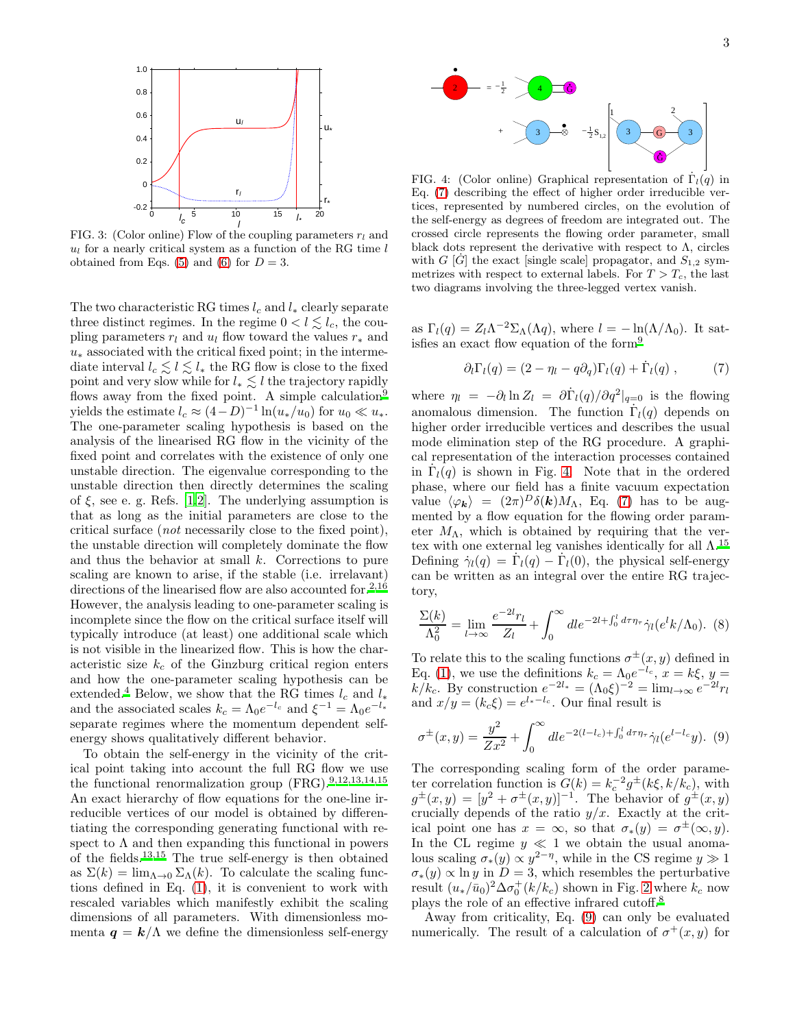FIG. 3: (Color online) Flow of the coupling parameters $r_l$ and $u_l$ for a nearly critical system as a function of the RG time $l$ obtained from Eqs. (5) and (6) for $D = 3$.

The two characteristic RG times $l_c$ and $l_*$ clearly separate three distinct regimes. In the regime $0 < l \lesssim l_c$, the coupling parameters $r_l$ and $u_l$ flow toward the values $r_*$ and $u_*$ associated with the critical fixed point; in the intermediate interval $l_c \lesssim l \lesssim l_*$ the RG flow is close to the fixed point and very slow while for $l_* \lesssim l$ the trajectory rapidly flows away from the fixed point. A simple calculation[9] yields the estimate $l_c \approx (4-D)^{-1} \ln(u_*/u_0)$ for $u_0 \ll u_*$. The one-parameter scaling hypothesis is based on the analysis of the linearised RG flow in the vicinity of the fixed point and correlates with the existence of only one unstable direction. The eigenvalue corresponding to the unstable direction then directly determines the scaling of $\xi$, see e. g. Refs. [1,2]. The underlying assumption is that as long as the initial parameters are close to the critical surface (*not* necessarily close to the fixed point), the unstable direction will completely dominate the flow and thus the behavior at small $k$. Corrections to pure scaling are known to arise, if the stable (i.e. irrelavant) directions of the linearised flow are also accounted for.[2,16] However, the analysis leading to one-parameter scaling is incomplete since the flow on the critical surface itself will typically introduce (at least) one additional scale which is not visible in the linearized flow. This is how the characteristic size $k_c$ of the Ginzburg critical region enters and how the one-parameter scaling hypothesis can be extended.[4] Below, we show that the RG times $l_c$ and $l_*$ and the associated scales $k_c = \Lambda_0 e^{-l_c}$ and $\xi^{-1} = \Lambda_0 e^{-l_*}$ separate regimes where the momentum dependent self-energy shows qualitatively different behavior.

To obtain the self-energy in the vicinity of the critical point taking into account the full RG flow we use the functional renormalization group (FRG).[9,12,13,14,15] An exact hierarchy of flow equations for the one-line irreducible vertices of our model is obtained by differentiating the corresponding generating functional with respect to $\Lambda$ and then expanding this functional in powers of the fields.[13,15] The true self-energy is then obtained as $\Sigma(k) = \lim_{\Lambda\to 0} \Sigma_\Lambda(k)$. To calculate the scaling functions defined in Eq. (1), it is convenient to work with rescaled variables which manifestly exhibit the scaling dimensions of all parameters. With dimensionless momenta $\boldsymbol{q} = \boldsymbol{k}/\Lambda$ we define the dimensionless self-energy

FIG. 4: (Color online) Graphical representation of $\dot{\Gamma}_l(q)$ in Eq. (7) describing the effect of higher order irreducible vertices, represented by numbered circles, on the evolution of the self-energy as degrees of freedom are integrated out. The crossed circle represents the flowing order parameter, small black dots represent the derivative with respect to $\Lambda$, circles with $G$ [$\dot{G}$] the exact [single scale] propagator, and $S_{1,2}$ symmetrizes with respect to external labels. For $T > T_c$, the last two diagrams involving the three-legged vertex vanish.

as $\Gamma_l(q) = Z_l \Lambda^{-2} \Sigma_\Lambda(\Lambda q)$, where $l = -\ln(\Lambda/\Lambda_0)$. It satisfies an exact flow equation of the form[9]

$$
\partial_l \Gamma_l(q) = (2 - \eta_l - q\partial_q)\Gamma_l(q) + \dot{\Gamma}_l(q) \; , \tag{7}
$$

where $\eta_l = -\partial_l \ln Z_l = \partial \dot{\Gamma}_l(q)/\partial q^2|_{q=0}$ is the flowing anomalous dimension. The function $\dot{\Gamma}_l(q)$ depends on higher order irreducible vertices and describes the usual mode elimination step of the RG procedure. A graphical representation of the interaction processes contained in $\dot{\Gamma}_l(q)$ is shown in Fig. 4. Note that in the ordered phase, where our field has a finite vacuum expectation value $\langle \varphi_{\boldsymbol{k}} \rangle = (2\pi)^D \delta(\boldsymbol{k}) M_\Lambda$, Eq. (7) has to be augmented by a flow equation for the flowing order parameter $M_\Lambda$, which is obtained by requiring that the vertex with one external leg vanishes identically for all $\Lambda$.[15] Defining $\dot{\gamma}_l(q) = \dot{\Gamma}_l(q) - \dot{\Gamma}_l(0)$, the physical self-energy can be written as an integral over the entire RG trajectory,

$$
\frac{\Sigma(k)}{\Lambda_0^2} = \lim_{l\to\infty} \frac{e^{-2l} r_l}{Z_l} + \int_0^\infty dl e^{-2l + \int_0^l d\tau \eta_\tau} \dot{\gamma}_l(e^l k/\Lambda_0). \tag{8}
$$

To relate this to the scaling functions $\sigma^\pm(x,y)$ defined in Eq. (1), we use the definitions $k_c = \Lambda_0 e^{-l_c}$, $x = k\xi$, $y = k/k_c$. By construction $e^{-2l_*} = (\Lambda_0 \xi)^{-2} = \lim_{l\to\infty} e^{-2l} r_l$ and $x/y = (k_c \xi) = e^{l_* - l_c}$. Our final result is

$$
\sigma^\pm(x,y) = \frac{y^2}{Zx^2} + \int_0^\infty dl e^{-2(l-l_c) + \int_0^l d\tau \eta_\tau} \dot{\gamma}_l(e^{l-l_c} y). \tag{9}
$$

The corresponding scaling form of the order parameter correlation function is $G(k) = k_c^{-2} g^\pm(k\xi, k/k_c)$, with $g^\pm(x,y) = [y^2 + \sigma^\pm(x,y)]^{-1}$. The behavior of $g^\pm(x,y)$ crucially depends of the ratio $y/x$. Exactly at the critical point one has $x = \infty$, so that $\sigma_*(y) = \sigma^\pm(\infty, y)$. In the CL regime $y \ll 1$ we obtain the usual anomalous scaling $\sigma_*(y) \propto y^{2-\eta}$, while in the CS regime $y \gg 1$ $\sigma_*(y) \propto \ln y$ in $D = 3$, which resembles the perturbative result $(u_*/\bar{u}_0)^2 \Delta\sigma_0^+(k/k_c)$ shown in Fig. 2 where $k_c$ now plays the role of an effective infrared cutoff.[8]

Away from criticality, Eq. (9) can only be evaluated numerically. The result of a calculation of $\sigma^+(x,y)$ for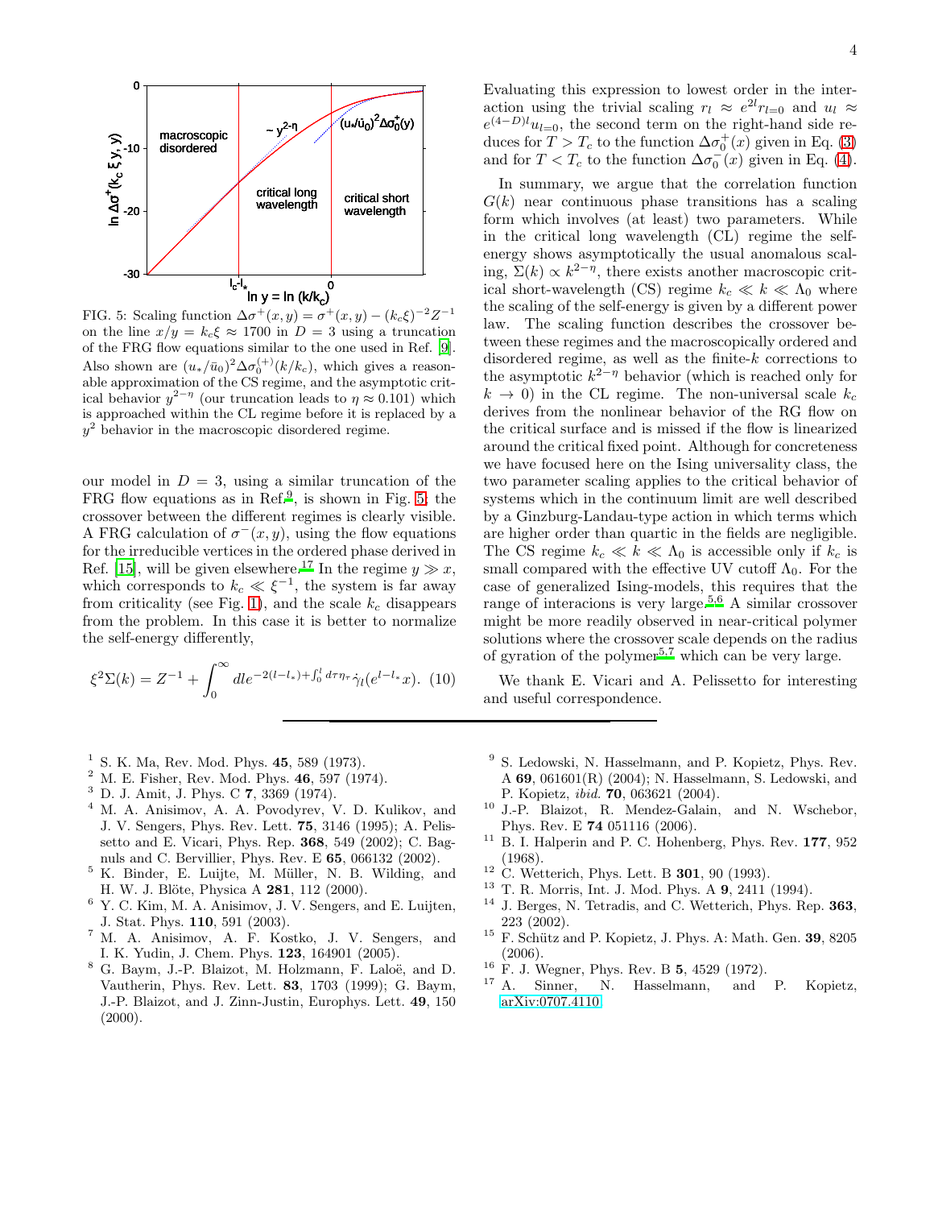0

-10

-20

-30

macroscopic disordered

$\sim y^{2-\eta}$

$(u_*/\bar{u}_0)^2\Delta\sigma_0^+(y)$

critical long wavelength

critical short wavelength

$\ln \Delta\sigma^+(k_c\xi, y, y)$

$l_c$-$l_*$

0

$\ln y = \ln(k/k_c)$

FIG. 5: Scaling function $\Delta\sigma^+(x,y) = \sigma^+(x,y) - (k_c\xi)^{-2}Z^{-1}$ on the line $x/y = k_c\xi \approx 1700$ in $D = 3$ using a truncation of the FRG flow equations similar to the one used in Ref. [9]. Also shown are $(u_*/\bar{u}_0)^2\Delta\sigma_0^{(+)}(k/k_c)$, which gives a reasonable approximation of the CS regime, and the asymptotic critical behavior $y^{2-\eta}$ (our truncation leads to $\eta \approx 0.101$) which is approached within the CL regime before it is replaced by a $y^2$ behavior in the macroscopic disordered regime.

our model in $D = 3$, using a similar truncation of the FRG flow equations as in Ref.[9], is shown in Fig. 5; the crossover between the different regimes is clearly visible. A FRG calculation of $\sigma^-(x,y)$, using the flow equations for the irreducible vertices in the ordered phase derived in Ref. [15], will be given elsewhere.[17] In the regime $y \gg x$, which corresponds to $k_c \ll \xi^{-1}$, the system is far away from criticality (see Fig. 1), and the scale $k_c$ disappears from the problem. In this case it is better to normalize the self-energy differently,

$$\xi^2\Sigma(k) = Z^{-1} + \int_0^\infty dl e^{-2(l-l_*)+\int_0^l d\tau\eta_\tau}\dot{\gamma}_l(e^{l-l_*}x). \quad (10)$$

Evaluating this expression to lowest order in the interaction using the trivial scaling $r_l \approx e^{2l}r_{l=0}$ and $u_l \approx e^{(4-D)l}u_{l=0}$, the second term on the right-hand side reduces for $T > T_c$ to the function $\Delta\sigma_0^+(x)$ given in Eq. (3) and for $T < T_c$ to the function $\Delta\sigma_0^-(x)$ given in Eq. (4).

In summary, we argue that the correlation function $G(k)$ near continuous phase transitions has a scaling form which involves (at least) two parameters. While in the critical long wavelength (CL) regime the self-energy shows asymptotically the usual anomalous scaling, $\Sigma(k) \propto k^{2-\eta}$, there exists another macroscopic critical short-wavelength (CS) regime $k_c \ll k \ll \Lambda_0$ where the scaling of the self-energy is given by a different power law. The scaling function describes the crossover between these regimes and the macroscopically ordered and disordered regime, as well as the finite-$k$ corrections to the asymptotic $k^{2-\eta}$ behavior (which is reached only for $k \to 0$) in the CL regime. The non-universal scale $k_c$ derives from the nonlinear behavior of the RG flow on the critical surface and is missed if the flow is linearized around the critical fixed point. Although for concreteness we have focused here on the Ising universality class, the two parameter scaling applies to the critical behavior of systems which in the continuum limit are well described by a Ginzburg-Landau-type action in which terms which are higher order than quartic in the fields are negligible. The CS regime $k_c \ll k \ll \Lambda_0$ is accessible only if $k_c$ is small compared with the effective UV cutoff $\Lambda_0$. For the case of generalized Ising-models, this requires that the range of interacions is very large.[5,6] A similar crossover might be more readily observed in near-critical polymer solutions where the crossover scale depends on the radius of gyration of the polymer[5,7] which can be very large.

We thank E. Vicari and A. Pelissetto for interesting and useful correspondence.

---

1. S. K. Ma, Rev. Mod. Phys. **45**, 589 (1973).
2. M. E. Fisher, Rev. Mod. Phys. **46**, 597 (1974).
3. D. J. Amit, J. Phys. C **7**, 3369 (1974).
4. M. A. Anisimov, A. A. Povodyrev, V. D. Kulikov, and J. V. Sengers, Phys. Rev. Lett. **75**, 3146 (1995); A. Pelissetto and E. Vicari, Phys. Rep. **368**, 549 (2002); C. Bagnuls and C. Bervillier, Phys. Rev. E **65**, 066132 (2002).
5. K. Binder, E. Luijte, M. Müller, N. B. Wilding, and H. W. J. Blöte, Physica A **281**, 112 (2000).
6. Y. C. Kim, M. A. Anisimov, J. V. Sengers, and E. Luijten, J. Stat. Phys. **110**, 591 (2003).
7. M. A. Anisimov, A. F. Kostko, J. V. Sengers, and I. K. Yudin, J. Chem. Phys. **123**, 164901 (2005).
8. G. Baym, J.-P. Blaizot, M. Holzmann, F. Laloë, and D. Vautherin, Phys. Rev. Lett. **83**, 1703 (1999); G. Baym, J.-P. Blaizot, and J. Zinn-Justin, Europhys. Lett. **49**, 150 (2000).
9. S. Ledowski, N. Hasselmann, and P. Kopietz, Phys. Rev. A **69**, 061601(R) (2004); N. Hasselmann, S. Ledowski, and P. Kopietz, *ibid.* **70**, 063621 (2004).
10. J.-P. Blaizot, R. Mendez-Galain, and N. Wschebor, Phys. Rev. E **74** 051116 (2006).
11. B. I. Halperin and P. C. Hohenberg, Phys. Rev. **177**, 952 (1968).
12. C. Wetterich, Phys. Lett. B **301**, 90 (1993).
13. T. R. Morris, Int. J. Mod. Phys. A **9**, 2411 (1994).
14. J. Berges, N. Tetradis, and C. Wetterich, Phys. Rep. **363**, 223 (2002).
15. F. Schütz and P. Kopietz, J. Phys. A: Math. Gen. **39**, 8205 (2006).
16. F. J. Wegner, Phys. Rev. B **5**, 4529 (1972).
17. A. Sinner, N. Hasselmann, and P. Kopietz, arXiv:0707.4110